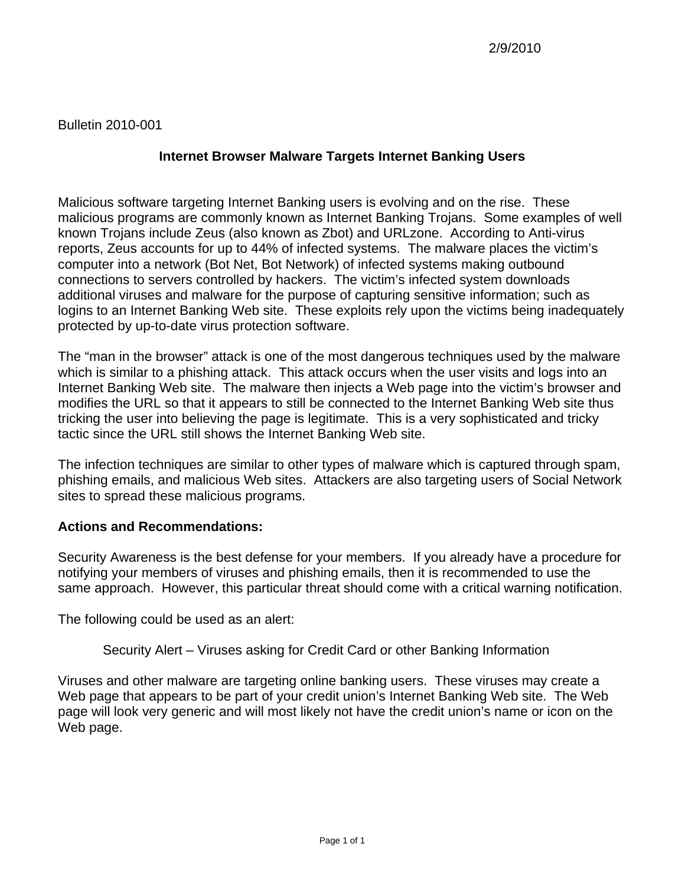2/9/2010

Bulletin 2010-001

## Internet Browser Malware Targets Internet Banking Users

Malicious software targeting Internet Banking users is evolving and on the rise. These malicious programs are commonly known as Internet Banking Trojans. Some examples of well known Trojans include Zeus (also known as Zbot) and URLzone. According to Anti-virus reports, Zeus accounts for up to 44% of infected systems. The malware places the victim's computer into a network (Bot Net, Bot Network) of infected systems making outbound connections to servers controlled by hackers. The victim's infected system downloads additional viruses and malware for the purpose of capturing sensitive information; such as logins to an Internet Banking Web site. These exploits rely upon the victims being inadequately protected by up-to-date virus protection software.

The "man in the browser" attack is one of the most dangerous techniques used by the malware which is similar to a phishing attack. This attack occurs when the user visits and logs into an Internet Banking Web site. The malware then injects a Web page into the victim's browser and modifies the URL so that it appears to still be connected to the Internet Banking Web site thus tricking the user into believing the page is legitimate. This is a very sophisticated and tricky tactic since the URL still shows the Internet Banking Web site.

The infection techniques are similar to other types of malware which is captured through spam, phishing emails, and malicious Web sites. Attackers are also targeting users of Social Network sites to spread these malicious programs.

**Actions and Recommendations:**

Security Awareness is the best defense for your members. If you already have a procedure for notifying your members of viruses and phishing emails, then it is recommended to use the same approach. However, this particular threat should come with a critical warning notification.

The following could be used as an alert:

Security Alert – Viruses asking for Credit Card or other Banking Information

Viruses and other malware are targeting online banking users. These viruses may create a Web page that appears to be part of your credit union's Internet Banking Web site. The Web page will look very generic and will most likely not have the credit union's name or icon on the Web page.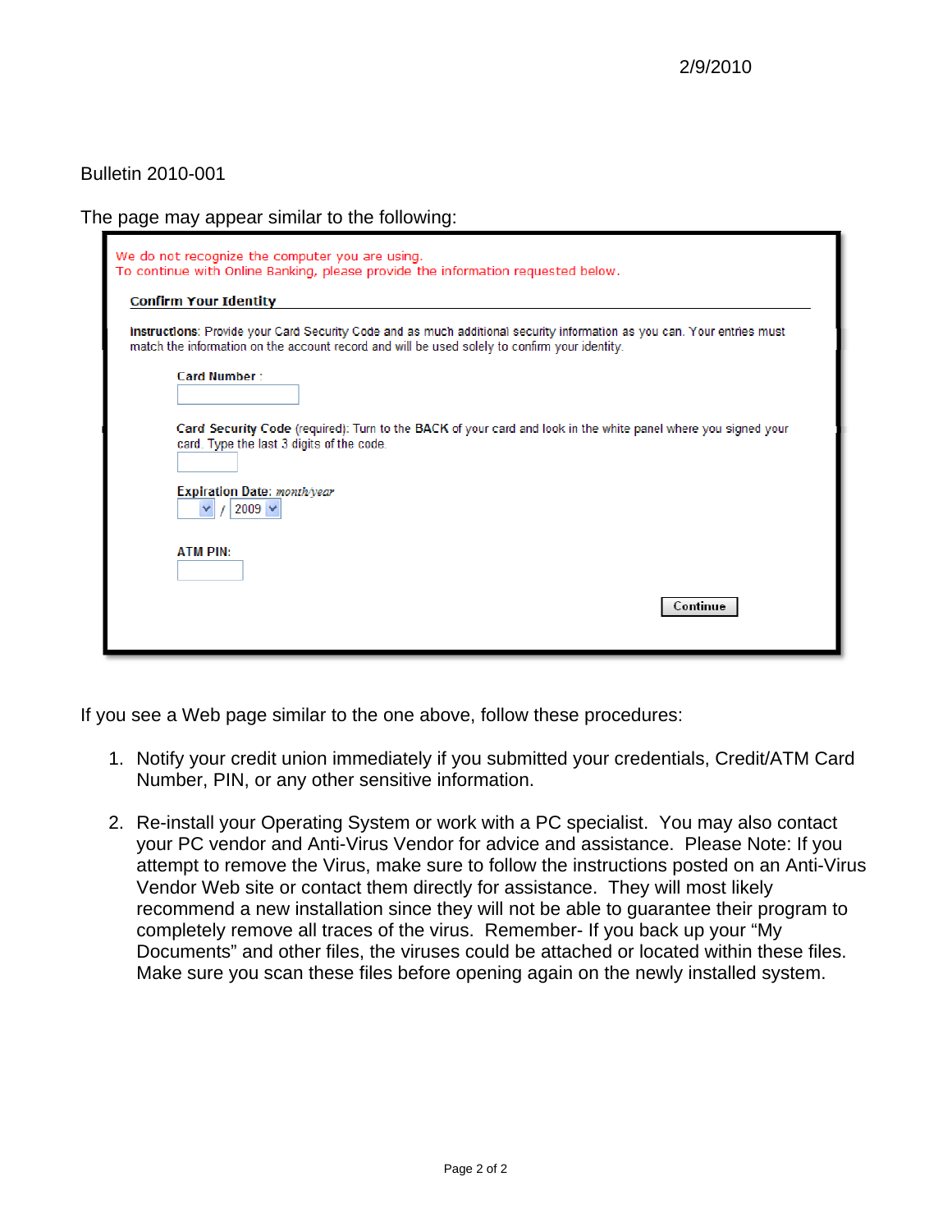2/9/2010

Bulletin 2010-001

The page may appear similar to the following:

We do not recognize the computer you are using.
To continue with Online Banking, please provide the information requested below.

**Confirm Your Identity**

**Instructions**: Provide your Card Security Code and as much additional security information as you can. Your entries must match the information on the account record and will be used solely to confirm your identity.

**Card Number** :

**Card Security Code** (required): Turn to the BACK of your card and look in the white panel where you signed your card. Type the last 3 digits of the code.

**Expiration Date**: *month/year*

/ 2009

**ATM PIN**:

Continue

If you see a Web page similar to the one above, follow these procedures:

1. Notify your credit union immediately if you submitted your credentials, Credit/ATM Card Number, PIN, or any other sensitive information.

2. Re-install your Operating System or work with a PC specialist. You may also contact your PC vendor and Anti-Virus Vendor for advice and assistance. Please Note: If you attempt to remove the Virus, make sure to follow the instructions posted on an Anti-Virus Vendor Web site or contact them directly for assistance. They will most likely recommend a new installation since they will not be able to guarantee their program to completely remove all traces of the virus. Remember- If you back up your "My Documents" and other files, the viruses could be attached or located within these files. Make sure you scan these files before opening again on the newly installed system.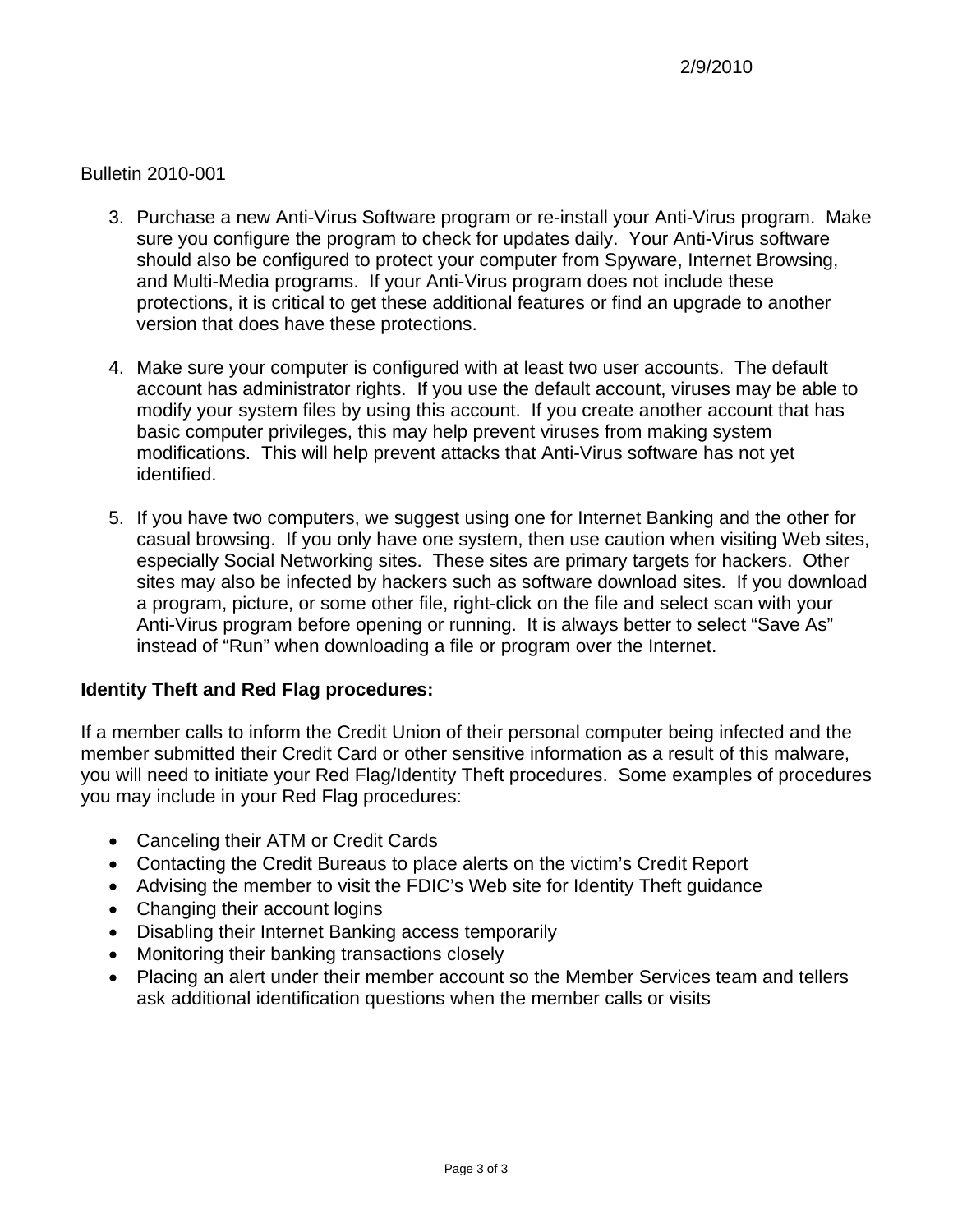3. Purchase a new Anti-Virus Software program or re-install your Anti-Virus program. Make sure you configure the program to check for updates daily. Your Anti-Virus software should also be configured to protect your computer from Spyware, Internet Browsing, and Multi-Media programs. If your Anti-Virus program does not include these protections, it is critical to get these additional features or find an upgrade to another version that does have these protections.

4. Make sure your computer is configured with at least two user accounts. The default account has administrator rights. If you use the default account, viruses may be able to modify your system files by using this account. If you create another account that has basic computer privileges, this may help prevent viruses from making system modifications. This will help prevent attacks that Anti-Virus software has not yet identified.

5. If you have two computers, we suggest using one for Internet Banking and the other for casual browsing. If you only have one system, then use caution when visiting Web sites, especially Social Networking sites. These sites are primary targets for hackers. Other sites may also be infected by hackers such as software download sites. If you download a program, picture, or some other file, right-click on the file and select scan with your Anti-Virus program before opening or running. It is always better to select "Save As" instead of "Run" when downloading a file or program over the Internet.

**Identity Theft and Red Flag procedures:**

If a member calls to inform the Credit Union of their personal computer being infected and the member submitted their Credit Card or other sensitive information as a result of this malware, you will need to initiate your Red Flag/Identity Theft procedures. Some examples of procedures you may include in your Red Flag procedures:

- Canceling their ATM or Credit Cards
- Contacting the Credit Bureaus to place alerts on the victim's Credit Report
- Advising the member to visit the FDIC's Web site for Identity Theft guidance
- Changing their account logins
- Disabling their Internet Banking access temporarily
- Monitoring their banking transactions closely
- Placing an alert under their member account so the Member Services team and tellers ask additional identification questions when the member calls or visits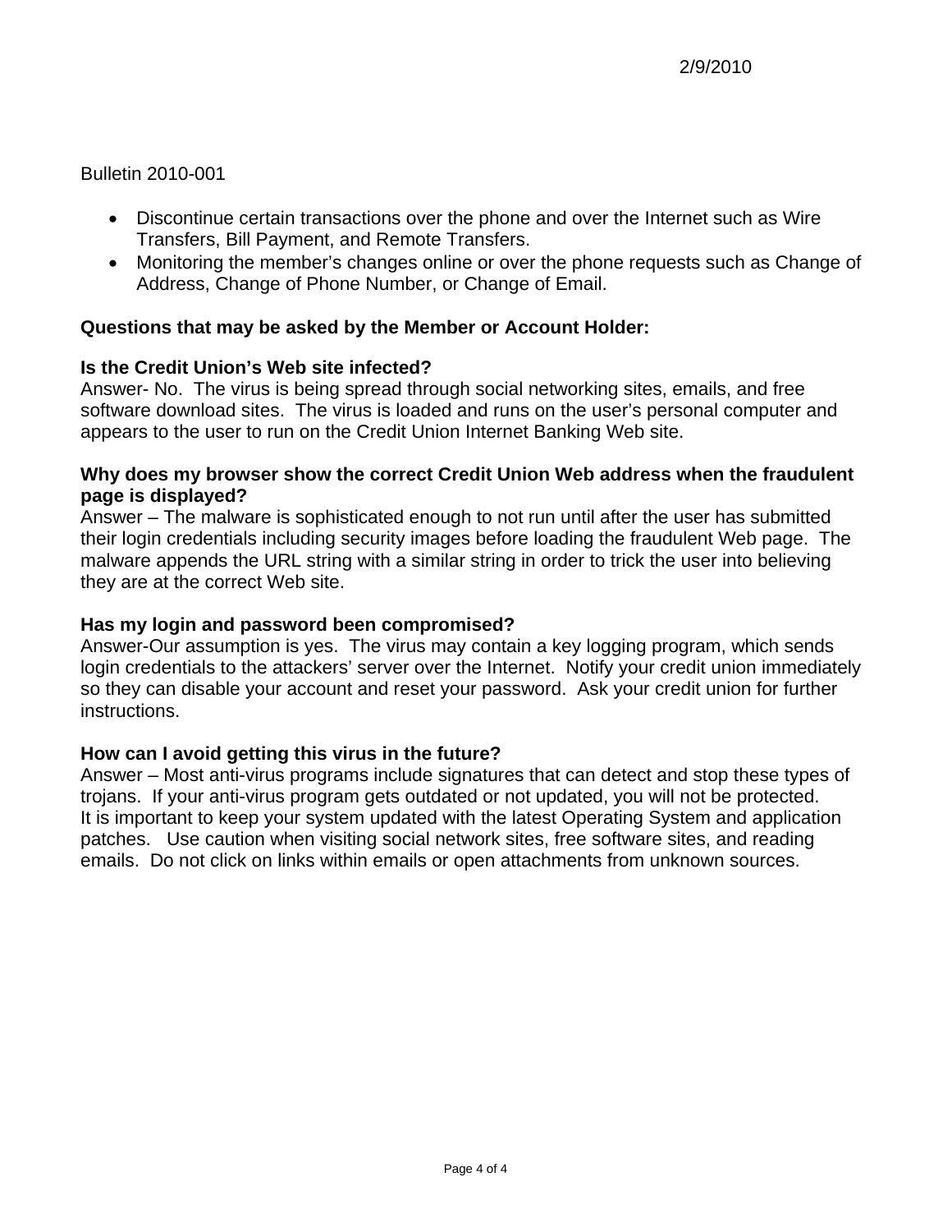Bulletin 2010-001

- Discontinue certain transactions over the phone and over the Internet such as Wire Transfers, Bill Payment, and Remote Transfers.
- Monitoring the member's changes online or over the phone requests such as Change of Address, Change of Phone Number, or Change of Email.

**Questions that may be asked by the Member or Account Holder:**

**Is the Credit Union's Web site infected?**
Answer- No. The virus is being spread through social networking sites, emails, and free software download sites. The virus is loaded and runs on the user's personal computer and appears to the user to run on the Credit Union Internet Banking Web site.

**Why does my browser show the correct Credit Union Web address when the fraudulent page is displayed?**
Answer – The malware is sophisticated enough to not run until after the user has submitted their login credentials including security images before loading the fraudulent Web page. The malware appends the URL string with a similar string in order to trick the user into believing they are at the correct Web site.

**Has my login and password been compromised?**
Answer-Our assumption is yes. The virus may contain a key logging program, which sends login credentials to the attackers' server over the Internet. Notify your credit union immediately so they can disable your account and reset your password. Ask your credit union for further instructions.

**How can I avoid getting this virus in the future?**
Answer – Most anti-virus programs include signatures that can detect and stop these types of trojans. If your anti-virus program gets outdated or not updated, you will not be protected. It is important to keep your system updated with the latest Operating System and application patches. Use caution when visiting social network sites, free software sites, and reading emails. Do not click on links within emails or open attachments from unknown sources.